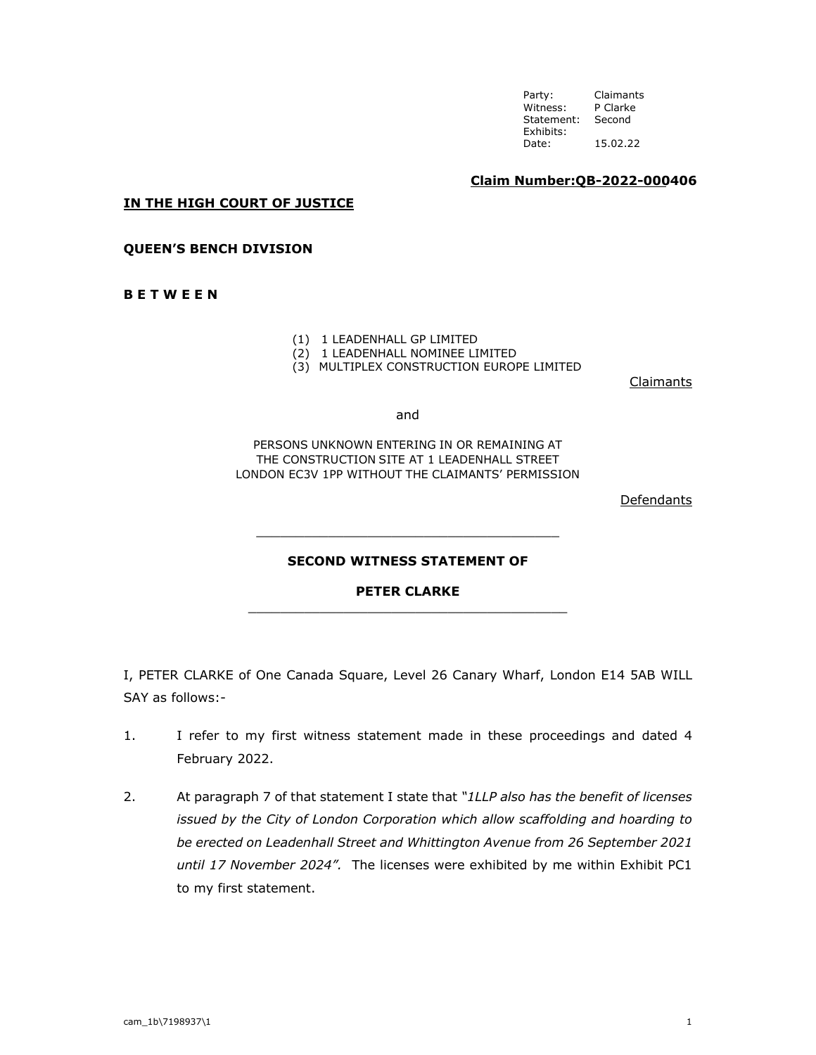| Party: | Claimants |
|---|---|
| Witness: | P Clarke |
| Statement: | Second |
| Exhibits: | |
| Date: | 15.02.22 |

**Claim Number:QB-2022-000406**

**IN THE HIGH COURT OF JUSTICE**

**QUEEN'S BENCH DIVISION**

**B E T W E E N**

(1) 1 LEADENHALL GP LIMITED
(2) 1 LEADENHALL NOMINEE LIMITED
(3) MULTIPLEX CONSTRUCTION EUROPE LIMITED

Claimants

and

PERSONS UNKNOWN ENTERING IN OR REMAINING AT THE CONSTRUCTION SITE AT 1 LEADENHALL STREET LONDON EC3V 1PP WITHOUT THE CLAIMANTS' PERMISSION

Defendants

---

**SECOND WITNESS STATEMENT OF**

**PETER CLARKE**

---

I, PETER CLARKE of One Canada Square, Level 26 Canary Wharf, London E14 5AB WILL SAY as follows:-

1. I refer to my first witness statement made in these proceedings and dated 4 February 2022.

2. At paragraph 7 of that statement I state that *"1LLP also has the benefit of licenses issued by the City of London Corporation which allow scaffolding and hoarding to be erected on Leadenhall Street and Whittington Avenue from 26 September 2021 until 17 November 2024".* The licenses were exhibited by me within Exhibit PC1 to my first statement.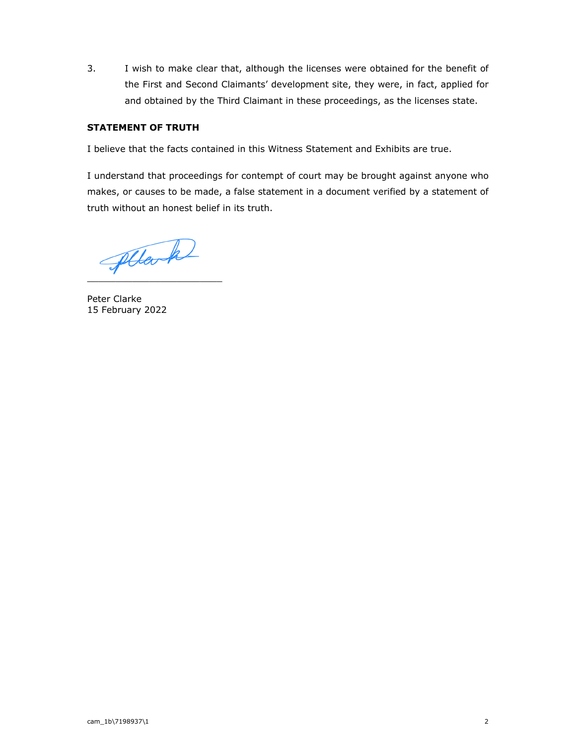3. I wish to make clear that, although the licenses were obtained for the benefit of the First and Second Claimants' development site, they were, in fact, applied for and obtained by the Third Claimant in these proceedings, as the licenses state.

**STATEMENT OF TRUTH**

I believe that the facts contained in this Witness Statement and Exhibits are true.

I understand that proceedings for contempt of court may be brought against anyone who makes, or causes to be made, a false statement in a document verified by a statement of truth without an honest belief in its truth.

\_\_\_\_\_\_\_\_\_\_\_\_\_\_\_\_\_\_\_\_\_\_\_\_\_\_

Peter Clarke
15 February 2022

cam_1b\7198937\1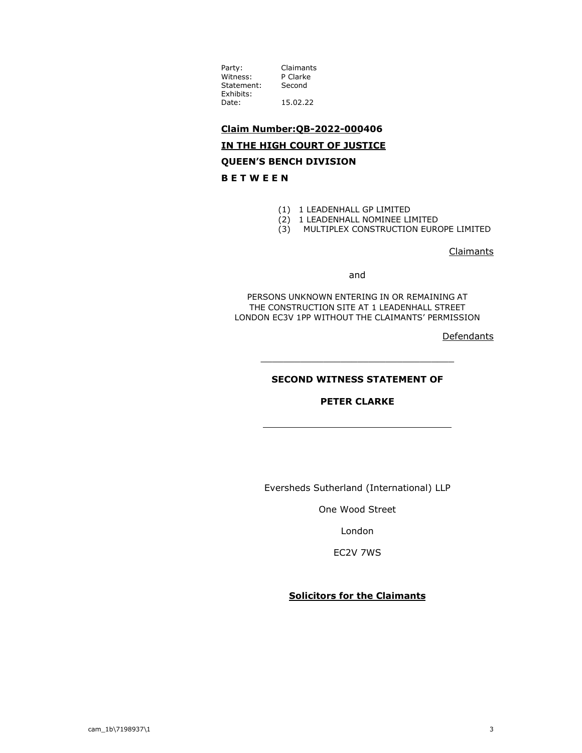Party: Claimants
Witness: P Clarke
Statement: Second
Exhibits:
Date: 15.02.22

**Claim Number:QB-2022-000406**

**IN THE HIGH COURT OF JUSTICE**

**QUEEN'S BENCH DIVISION**

**B E T W E E N**

(1) 1 LEADENHALL GP LIMITED
(2) 1 LEADENHALL NOMINEE LIMITED
(3) MULTIPLEX CONSTRUCTION EUROPE LIMITED

Claimants

and

PERSONS UNKNOWN ENTERING IN OR REMAINING AT THE CONSTRUCTION SITE AT 1 LEADENHALL STREET LONDON EC3V 1PP WITHOUT THE CLAIMANTS' PERMISSION

Defendants

---

**SECOND WITNESS STATEMENT OF**

**PETER CLARKE**

---

Eversheds Sutherland (International) LLP

One Wood Street

London

EC2V 7WS

**Solicitors for the Claimants**